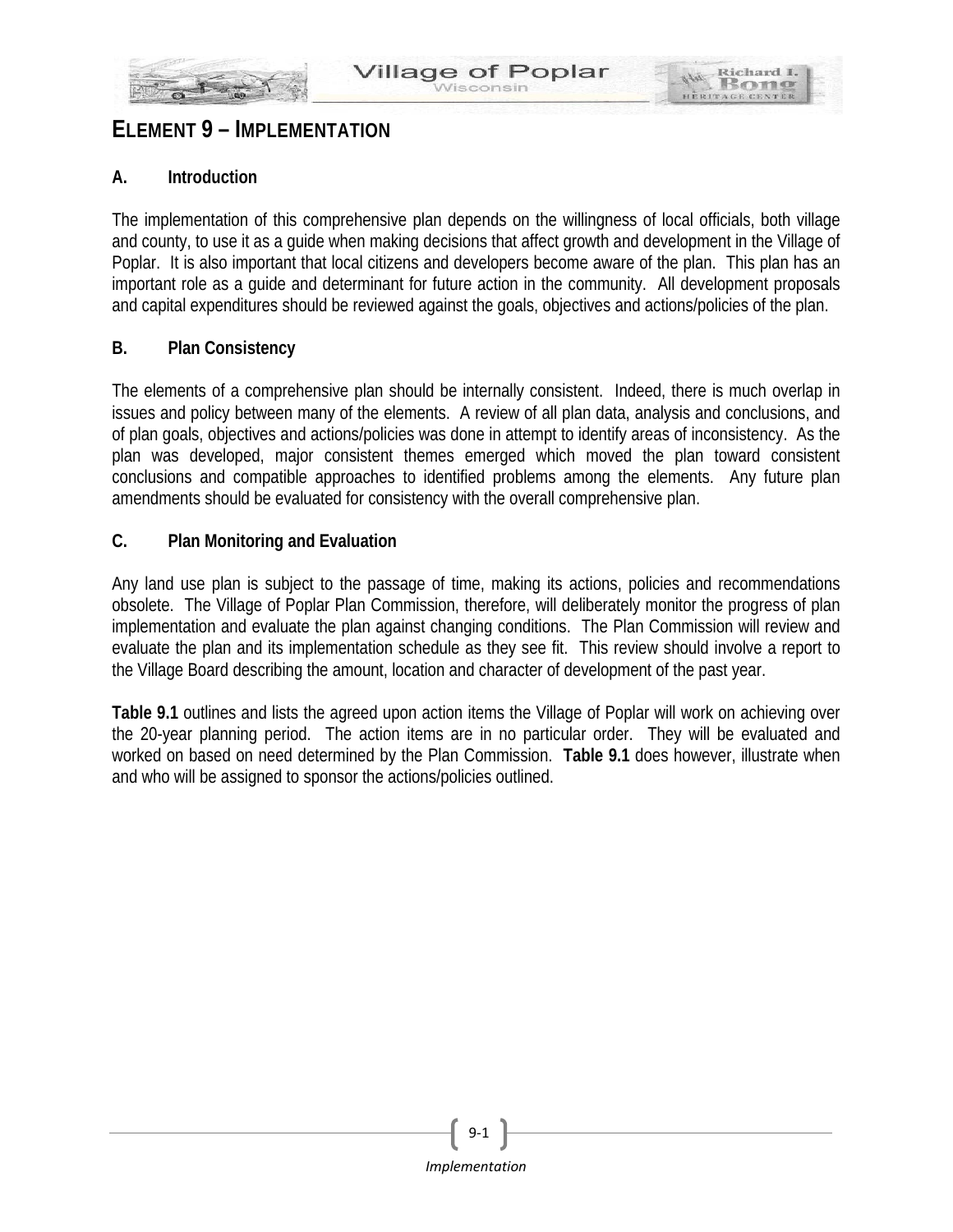# ELEMENT 9 – IMPLEMENTATION

## A. Introduction

The implementation of this comprehensive plan depends on the willingness of local officials, both village and county, to use it as a guide when making decisions that affect growth and development in the Village of Poplar. It is also important that local citizens and developers become aware of the plan. This plan has an important role as a guide and determinant for future action in the community. All development proposals and capital expenditures should be reviewed against the goals, objectives and actions/policies of the plan.

## B. Plan Consistency

The elements of a comprehensive plan should be internally consistent. Indeed, there is much overlap in issues and policy between many of the elements. A review of all plan data, analysis and conclusions, and of plan goals, objectives and actions/policies was done in attempt to identify areas of inconsistency. As the plan was developed, major consistent themes emerged which moved the plan toward consistent conclusions and compatible approaches to identified problems among the elements. Any future plan amendments should be evaluated for consistency with the overall comprehensive plan.

## C. Plan Monitoring and Evaluation

Any land use plan is subject to the passage of time, making its actions, policies and recommendations obsolete. The Village of Poplar Plan Commission, therefore, will deliberately monitor the progress of plan implementation and evaluate the plan against changing conditions. The Plan Commission will review and evaluate the plan and its implementation schedule as they see fit. This review should involve a report to the Village Board describing the amount, location and character of development of the past year.

**Table 9.1** outlines and lists the agreed upon action items the Village of Poplar will work on achieving over the 20-year planning period. The action items are in no particular order. They will be evaluated and worked on based on need determined by the Plan Commission. **Table 9.1** does however, illustrate when and who will be assigned to sponsor the actions/policies outlined.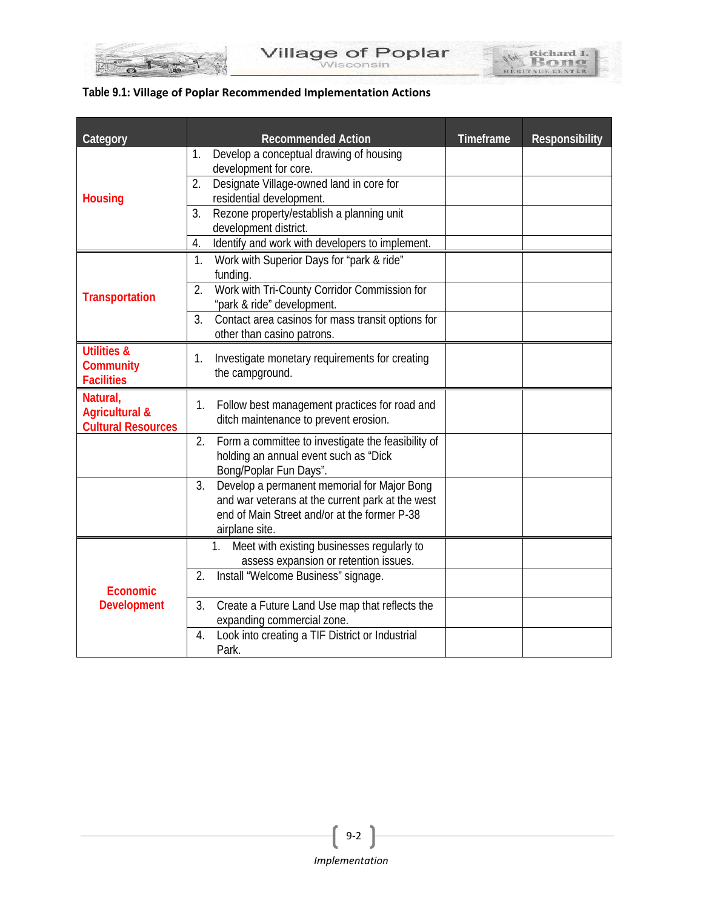**Table 9.1: Village of Poplar Recommended Implementation Actions**

| Category | Recommended Action | Timeframe | Responsibility |
|---|---|---|---|
| Housing | 1. Develop a conceptual drawing of housing development for core. | | |
| | 2. Designate Village-owned land in core for residential development. | | |
| | 3. Rezone property/establish a planning unit development district. | | |
| | 4. Identify and work with developers to implement. | | |
| Transportation | 1. Work with Superior Days for "park & ride" funding. | | |
| | 2. Work with Tri-County Corridor Commission for "park & ride" development. | | |
| | 3. Contact area casinos for mass transit options for other than casino patrons. | | |
| Utilities & Community Facilities | 1. Investigate monetary requirements for creating the campground. | | |
| Natural, Agricultural & Cultural Resources | 1. Follow best management practices for road and ditch maintenance to prevent erosion. | | |
| | 2. Form a committee to investigate the feasibility of holding an annual event such as "Dick Bong/Poplar Fun Days". | | |
| | 3. Develop a permanent memorial for Major Bong and war veterans at the current park at the west end of Main Street and/or at the former P-38 airplane site. | | |
| Economic Development | 1. Meet with existing businesses regularly to assess expansion or retention issues. | | |
| | 2. Install "Welcome Business" signage. | | |
| | 3. Create a Future Land Use map that reflects the expanding commercial zone. | | |
| | 4. Look into creating a TIF District or Industrial Park. | | |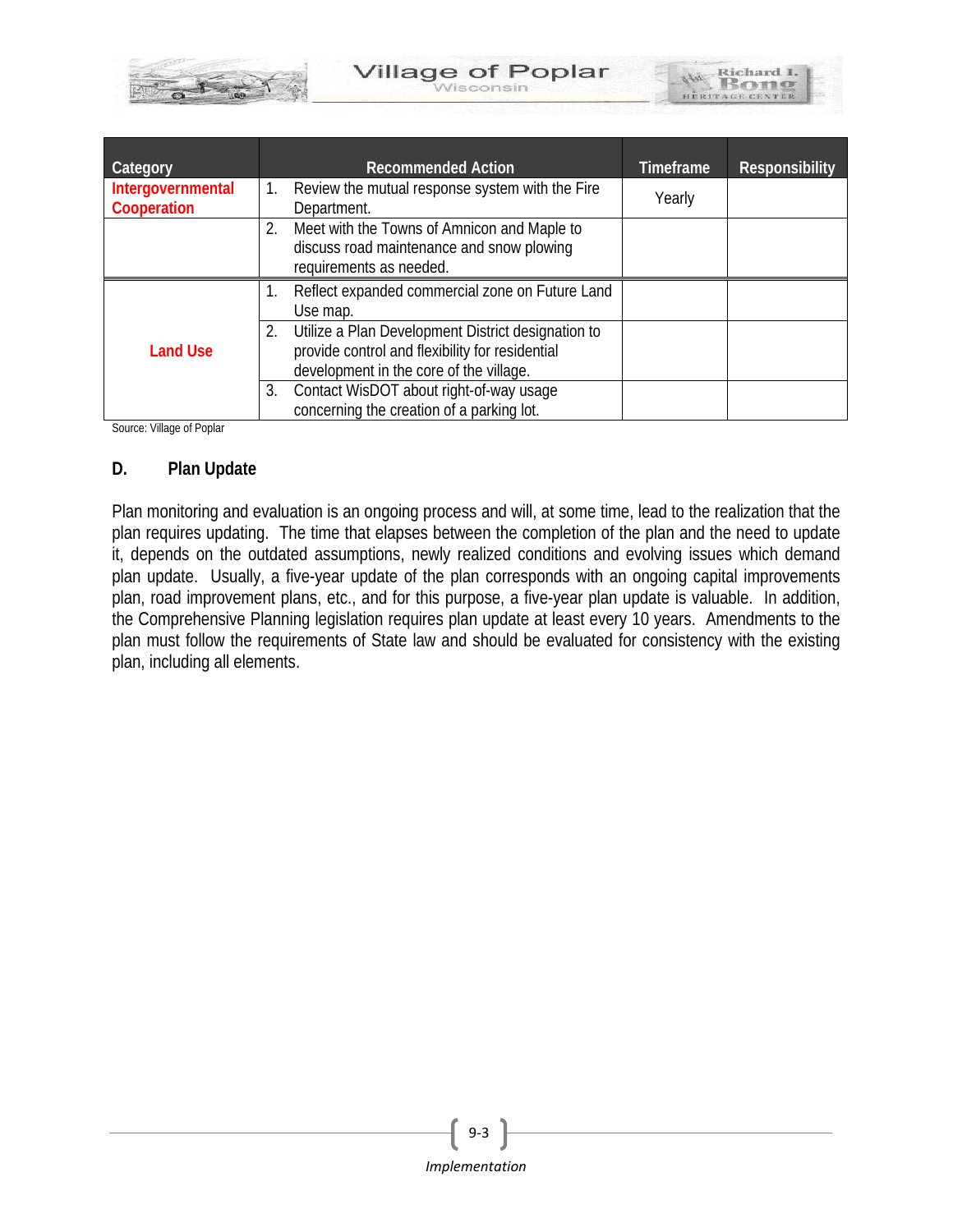| Category | Recommended Action | Timeframe | Responsibility |
|---|---|---|---|
| **Intergovernmental Cooperation** | 1. Review the mutual response system with the Fire Department. | Yearly | |
| | 2. Meet with the Towns of Amnicon and Maple to discuss road maintenance and snow plowing requirements as needed. | | |
| **Land Use** | 1. Reflect expanded commercial zone on Future Land Use map. | | |
| | 2. Utilize a Plan Development District designation to provide control and flexibility for residential development in the core of the village. | | |
| | 3. Contact WisDOT about right-of-way usage concerning the creation of a parking lot. | | |

Source: Village of Poplar

## D. Plan Update

Plan monitoring and evaluation is an ongoing process and will, at some time, lead to the realization that the plan requires updating. The time that elapses between the completion of the plan and the need to update it, depends on the outdated assumptions, newly realized conditions and evolving issues which demand plan update. Usually, a five-year update of the plan corresponds with an ongoing capital improvements plan, road improvement plans, etc., and for this purpose, a five-year plan update is valuable. In addition, the Comprehensive Planning legislation requires plan update at least every 10 years. Amendments to the plan must follow the requirements of State law and should be evaluated for consistency with the existing plan, including all elements.